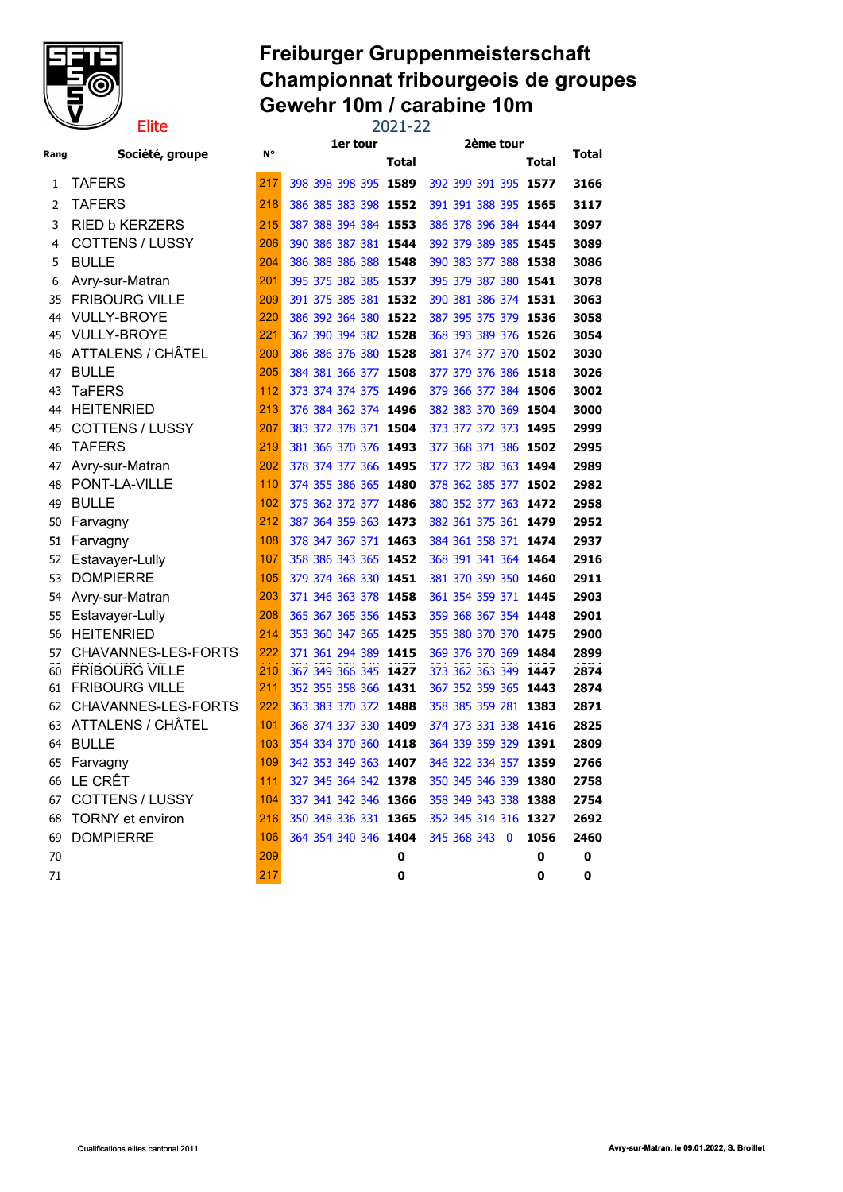# Freiburger Gruppenmeisterschaft
# Championnat fribourgeois de groupes
# Gewehr 10m / carabine 10m

Elite

2021-22

| Rang | Société, groupe | N° | 1er tour | | | | | 2ème tour | | | | | Total |
|---|---|---|---|---|---|---|---|---|---|---|---|---|---|
| | | | | | | | Total | | | | | Total | |
| 1 | TAFERS | 217 | 398 | 398 | 398 | 395 | **1589** | 392 | 399 | 391 | 395 | **1577** | **3166** |
| 2 | TAFERS | 218 | 386 | 385 | 383 | 398 | **1552** | 391 | 391 | 388 | 395 | **1565** | **3117** |
| 3 | RIED b KERZERS | 215 | 387 | 388 | 394 | 384 | **1553** | 386 | 378 | 396 | 384 | **1544** | **3097** |
| 4 | COTTENS / LUSSY | 206 | 390 | 386 | 387 | 381 | **1544** | 392 | 379 | 389 | 385 | **1545** | **3089** |
| 5 | BULLE | 204 | 386 | 388 | 386 | 388 | **1548** | 390 | 383 | 377 | 388 | **1538** | **3086** |
| 6 | Avry-sur-Matran | 201 | 395 | 375 | 382 | 385 | **1537** | 395 | 379 | 387 | 380 | **1541** | **3078** |
| 35 | FRIBOURG VILLE | 209 | 391 | 375 | 385 | 381 | **1532** | 390 | 381 | 386 | 374 | **1531** | **3063** |
| 44 | VULLY-BROYE | 220 | 386 | 392 | 364 | 380 | **1522** | 387 | 395 | 375 | 379 | **1536** | **3058** |
| 45 | VULLY-BROYE | 221 | 362 | 390 | 394 | 382 | **1528** | 368 | 393 | 389 | 376 | **1526** | **3054** |
| 46 | ATTALENS / CHÂTEL | 200 | 386 | 386 | 376 | 380 | **1528** | 381 | 374 | 377 | 370 | **1502** | **3030** |
| 47 | BULLE | 205 | 384 | 381 | 366 | 377 | **1508** | 377 | 379 | 376 | 386 | **1518** | **3026** |
| 43 | TaFERS | 112 | 373 | 374 | 374 | 375 | **1496** | 379 | 366 | 377 | 384 | **1506** | **3002** |
| 44 | HEITENRIED | 213 | 376 | 384 | 362 | 374 | **1496** | 382 | 383 | 370 | 369 | **1504** | **3000** |
| 45 | COTTENS / LUSSY | 207 | 383 | 372 | 378 | 371 | **1504** | 373 | 377 | 372 | 373 | **1495** | **2999** |
| 46 | TAFERS | 219 | 381 | 366 | 370 | 376 | **1493** | 377 | 368 | 371 | 386 | **1502** | **2995** |
| 47 | Avry-sur-Matran | 202 | 378 | 374 | 377 | 366 | **1495** | 377 | 372 | 382 | 363 | **1494** | **2989** |
| 48 | PONT-LA-VILLE | 110 | 374 | 355 | 386 | 365 | **1480** | 378 | 362 | 385 | 377 | **1502** | **2982** |
| 49 | BULLE | 102 | 375 | 362 | 372 | 377 | **1486** | 380 | 352 | 377 | 363 | **1472** | **2958** |
| 50 | Farvagny | 212 | 387 | 364 | 359 | 363 | **1473** | 382 | 361 | 375 | 361 | **1479** | **2952** |
| 51 | Farvagny | 108 | 378 | 347 | 367 | 371 | **1463** | 384 | 361 | 358 | 371 | **1474** | **2937** |
| 52 | Estavayer-Lully | 107 | 358 | 386 | 343 | 365 | **1452** | 368 | 391 | 341 | 364 | **1464** | **2916** |
| 53 | DOMPIERRE | 105 | 379 | 374 | 368 | 330 | **1451** | 381 | 370 | 359 | 350 | **1460** | **2911** |
| 54 | Avry-sur-Matran | 203 | 371 | 346 | 363 | 378 | **1458** | 361 | 354 | 359 | 371 | **1445** | **2903** |
| 55 | Estavayer-Lully | 208 | 365 | 367 | 365 | 356 | **1453** | 359 | 368 | 367 | 354 | **1448** | **2901** |
| 56 | HEITENRIED | 214 | 353 | 360 | 347 | 365 | **1425** | 355 | 380 | 370 | 370 | **1475** | **2900** |
| 57 | CHAVANNES-LES-FORTS | 222 | 371 | 361 | 294 | 389 | **1415** | 369 | 376 | 370 | 369 | **1484** | **2899** |
| 60 | FRIBOURG VILLE | 210 | 367 | 349 | 366 | 345 | **1427** | 373 | 362 | 363 | 349 | **1447** | **2874** |
| 61 | FRIBOURG VILLE | 211 | 352 | 355 | 358 | 366 | **1431** | 367 | 352 | 359 | 365 | **1443** | **2874** |
| 62 | CHAVANNES-LES-FORTS | 222 | 363 | 383 | 370 | 372 | **1488** | 358 | 385 | 359 | 281 | **1383** | **2871** |
| 63 | ATTALENS / CHÂTEL | 101 | 368 | 374 | 337 | 330 | **1409** | 374 | 373 | 331 | 338 | **1416** | **2825** |
| 64 | BULLE | 103 | 354 | 334 | 370 | 360 | **1418** | 364 | 339 | 359 | 329 | **1391** | **2809** |
| 65 | Farvagny | 109 | 342 | 353 | 349 | 363 | **1407** | 346 | 322 | 334 | 357 | **1359** | **2766** |
| 66 | LE CRÊT | 111 | 327 | 345 | 364 | 342 | **1378** | 350 | 345 | 346 | 339 | **1380** | **2758** |
| 67 | COTTENS / LUSSY | 104 | 337 | 341 | 342 | 346 | **1366** | 358 | 349 | 343 | 338 | **1388** | **2754** |
| 68 | TORNY et environ | 216 | 350 | 348 | 336 | 331 | **1365** | 352 | 345 | 314 | 316 | **1327** | **2692** |
| 69 | DOMPIERRE | 106 | 364 | 354 | 340 | 346 | **1404** | 345 | 368 | 343 | 0 | **1056** | **2460** |
| 70 | | 209 | | | | | **0** | | | | | **0** | **0** |
| 71 | | 217 | | | | | **0** | | | | | **0** | **0** |

Qualifications élites cantonal 2011

Avry-sur-Matran, le 09.01.2022, S. Broillet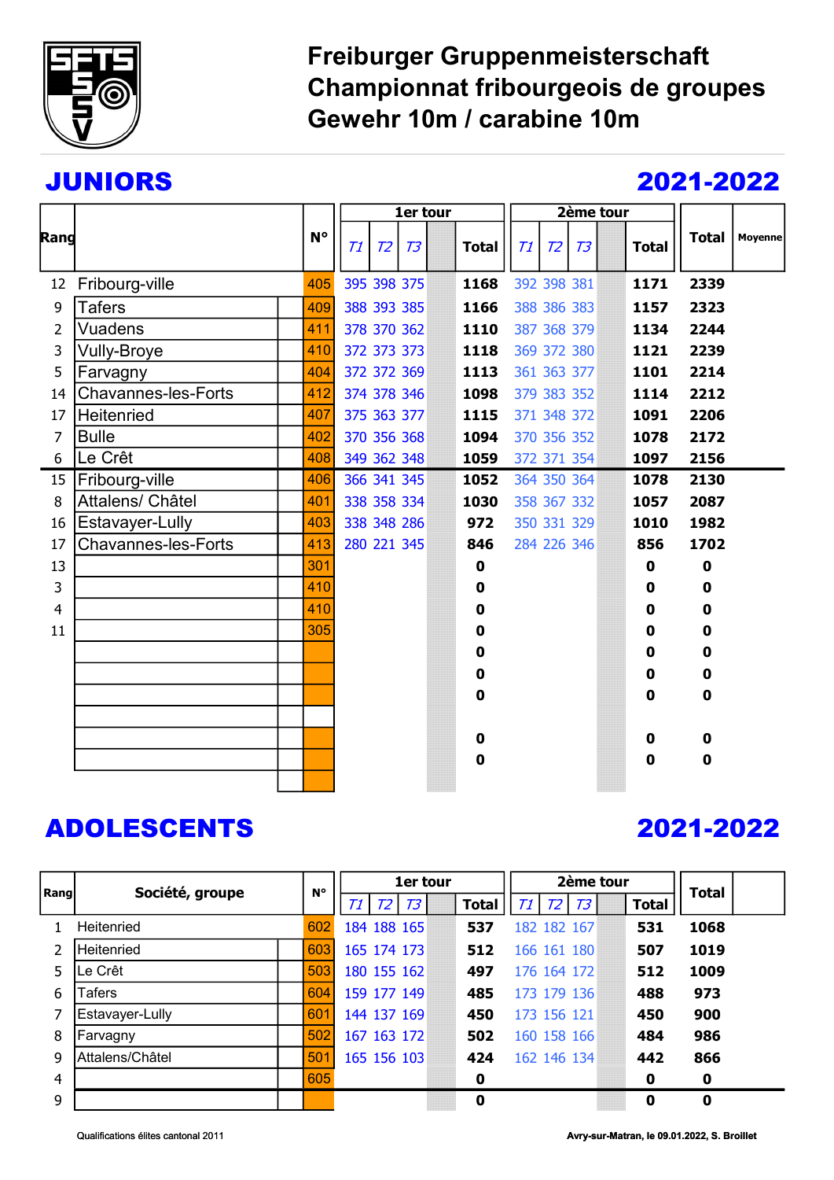# Freiburger Gruppenmeisterschaft
# Championnat fribourgeois de groupes
# Gewehr 10m / carabine 10m

## JUNIORS — 2021-2022

| Rang | | N° | 1er tour T1 | T2 | T3 | Total | 2ème tour T1 | T2 | T3 | Total | Total | Moyenne |
|---|---|---|---|---|---|---|---|---|---|---|---|---|
| 12 | Fribourg-ville | 405 | 395 | 398 | 375 | 1168 | 392 | 398 | 381 | 1171 | 2339 | |
| 9 | Tafers | 409 | 388 | 393 | 385 | 1166 | 388 | 386 | 383 | 1157 | 2323 | |
| 2 | Vuadens | 411 | 378 | 370 | 362 | 1110 | 387 | 368 | 379 | 1134 | 2244 | |
| 3 | Vully-Broye | 410 | 372 | 373 | 373 | 1118 | 369 | 372 | 380 | 1121 | 2239 | |
| 5 | Farvagny | 404 | 372 | 372 | 369 | 1113 | 361 | 363 | 377 | 1101 | 2214 | |
| 14 | Chavannes-les-Forts | 412 | 374 | 378 | 346 | 1098 | 379 | 383 | 352 | 1114 | 2212 | |
| 17 | Heitenried | 407 | 375 | 363 | 377 | 1115 | 371 | 348 | 372 | 1091 | 2206 | |
| 7 | Bulle | 402 | 370 | 356 | 368 | 1094 | 370 | 356 | 352 | 1078 | 2172 | |
| 6 | Le Crêt | 408 | 349 | 362 | 348 | 1059 | 372 | 371 | 354 | 1097 | 2156 | |
| 15 | Fribourg-ville | 406 | 366 | 341 | 345 | 1052 | 364 | 350 | 364 | 1078 | 2130 | |
| 8 | Attalens/ Châtel | 401 | 338 | 358 | 334 | 1030 | 358 | 367 | 332 | 1057 | 2087 | |
| 16 | Estavayer-Lully | 403 | 338 | 348 | 286 | 972 | 350 | 331 | 329 | 1010 | 1982 | |
| 17 | Chavannes-les-Forts | 413 | 280 | 221 | 345 | 846 | 284 | 226 | 346 | 856 | 1702 | |
| 13 | | 301 | | | | 0 | | | | 0 | 0 | |
| 3 | | 410 | | | | 0 | | | | 0 | 0 | |
| 4 | | 410 | | | | 0 | | | | 0 | 0 | |
| 11 | | 305 | | | | 0 | | | | 0 | 0 | |
| | | | | | | 0 | | | | 0 | 0 | |
| | | | | | | 0 | | | | 0 | 0 | |
| | | | | | | 0 | | | | 0 | 0 | |
| | | | | | | | | | | | | |
| | | | | | | 0 | | | | 0 | 0 | |
| | | | | | | 0 | | | | 0 | 0 | |

## ADOLESCENTS — 2021-2022

| Rang | Société, groupe | N° | 1er tour T1 | T2 | T3 | Total | 2ème tour T1 | T2 | T3 | Total | Total |
|---|---|---|---|---|---|---|---|---|---|---|---|
| 1 | Heitenried | 602 | 184 | 188 | 165 | 537 | 182 | 182 | 167 | 531 | 1068 |
| 2 | Heitenried | 603 | 165 | 174 | 173 | 512 | 166 | 161 | 180 | 507 | 1019 |
| 5 | Le Crêt | 503 | 180 | 155 | 162 | 497 | 176 | 164 | 172 | 512 | 1009 |
| 6 | Tafers | 604 | 159 | 177 | 149 | 485 | 173 | 179 | 136 | 488 | 973 |
| 7 | Estavayer-Lully | 601 | 144 | 137 | 169 | 450 | 173 | 156 | 121 | 450 | 900 |
| 8 | Farvagny | 502 | 167 | 163 | 172 | 502 | 160 | 158 | 166 | 484 | 986 |
| 9 | Attalens/Châtel | 501 | 165 | 156 | 103 | 424 | 162 | 146 | 134 | 442 | 866 |
| 4 | | 605 | | | | 0 | | | | 0 | 0 |
| 9 | | | | | | 0 | | | | 0 | 0 |

Qualifications élites cantonal 2011

Avry-sur-Matran, le 09.01.2022, S. Broillet